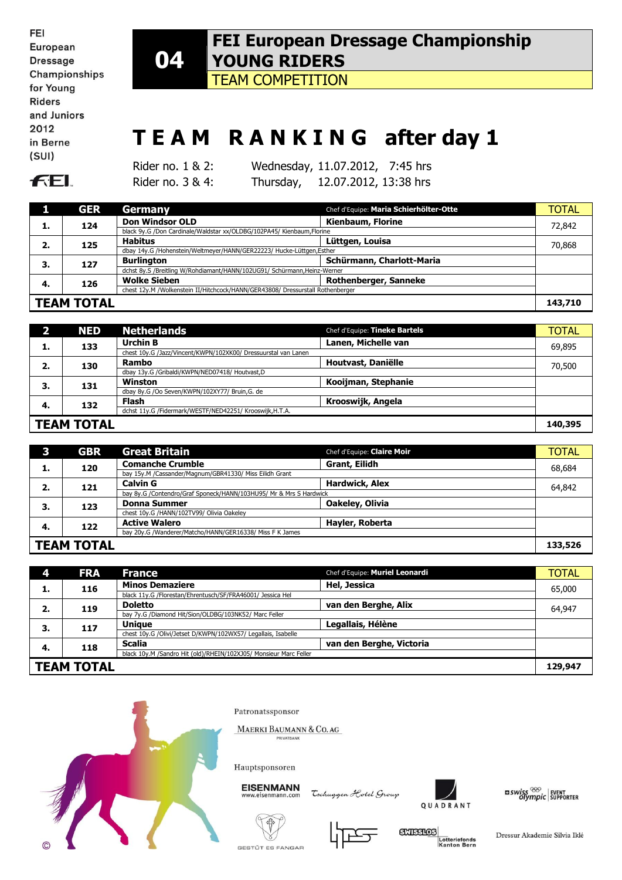FEI European Dressage Championships for Young Riders and Juniors 2012 in Berne (SUI)

# 04 FEI European Dressage Championship YOUNG RIDERS

## TEAM COMPETITION

# TEAM RANKING after day 1

Rider no. 1 & 2: Wednesday, 11.07.2012, 7:45 hrs
Rider no. 3 & 4: Thursday, 12.07.2012, 13:38 hrs

| 1 | GER | Germany | Chef d'Equipe: Maria Schierhölter-Otte | TOTAL |
|---|---|---|---|---|
| 1. | 124 | **Don Windsor OLD** black 9y.G /Don Cardinale/Waldstar xx/OLDBG/102PA45/ Kienbaum,Florine | **Kienbaum, Florine** | 72,842 |
| 2. | 125 | **Habitus** dbay 14y.G /Hohenstein/Weltmeyer/HANN/GER22223/ Hucke-Lüttgen,Esther | **Lüttgen, Louisa** | 70,868 |
| 3. | 127 | **Burlington** dchst 8y.S /Breitling W/Rohdiamant/HANN/102UG91/ Schürmann,Heinz-Werner | **Schürmann, Charlott-Maria** | |
| 4. | 126 | **Wolke Sieben** chest 12y.M /Wolkenstein II/Hitchcock/HANN/GER43808/ Dressurstall Rothenberger | **Rothenberger, Sanneke** | |
| **TEAM TOTAL** | | | | **143,710** |

| 2 | NED | Netherlands | Chef d'Equipe: Tineke Bartels | TOTAL |
|---|---|---|---|---|
| 1. | 133 | **Urchin B** chest 10y.G /Jazz/Vincent/KWPN/102XK00/ Dressuurstal van Lanen | **Lanen, Michelle van** | 69,895 |
| 2. | 130 | **Rambo** dbay 13y.G /Gribaldi/KWPN/NED07418/ Houtvast,D | **Houtvast, Daniëlle** | 70,500 |
| 3. | 131 | **Winston** dbay 8y.G /Oo Seven/KWPN/102XY77/ Bruin,G. de | **Kooijman, Stephanie** | |
| 4. | 132 | **Flash** dchst 11y.G /Fidermark/WESTF/NED42251/ Krooswijk,H.T.A. | **Krooswijk, Angela** | |
| **TEAM TOTAL** | | | | **140,395** |

| 3 | GBR | Great Britain | Chef d'Equipe: Claire Moir | TOTAL |
|---|---|---|---|---|
| 1. | 120 | **Comanche Crumble** bay 15y.M /Cassander/Magnum/GBR41330/ Miss Eilidh Grant | **Grant, Eilidh** | 68,684 |
| 2. | 121 | **Calvin G** bay 8y.G /Contendro/Graf Sponeck/HANN/103HU95/ Mr & Mrs S Hardwick | **Hardwick, Alex** | 64,842 |
| 3. | 123 | **Donna Summer** chest 10y.G /HANN/102TV99/ Olivia Oakeley | **Oakeley, Olivia** | |
| 4. | 122 | **Active Walero** bay 20y.G /Wanderer/Matcho/HANN/GER16338/ Miss F K James | **Hayler, Roberta** | |
| **TEAM TOTAL** | | | | **133,526** |

| 4 | FRA | France | Chef d'Equipe: Muriel Leonardi | TOTAL |
|---|---|---|---|---|
| 1. | 116 | **Minos Demaziere** black 11y.G /Florestan/Ehrentusch/SF/FRA46001/ Jessica Hel | **Hel, Jessica** | 65,000 |
| 2. | 119 | **Doletto** bay 7y.G /Diamond Hit/Sion/OLDBG/103NK52/ Marc Feller | **van den Berghe, Alix** | 64,947 |
| 3. | 117 | **Unique** chest 10y.G /Olivi/Jetset D/KWPN/102WX57/ Legallais, Isabelle | **Legallais, Hélène** | |
| 4. | 118 | **Scalia** black 10y.M /Sandro Hit (old)/RHEIN/102XJ05/ Monsieur Marc Feller | **van den Berghe, Victoria** | |
| **TEAM TOTAL** | | | | **129,947** |

Patronatssponsor

MAERKI BAUMANN & CO. AG PRIVATBANK

Hauptsponsoren

EISENMANN www.eisenmann.com — Tschuggen Hotel Group — QUADRANT — swiss olympic EVENT SUPPORTER

GESTÜT ES FANGAR — SWISSLOS Lotteriefonds Kanton Bern — Dressur Akademie Silvia Iklé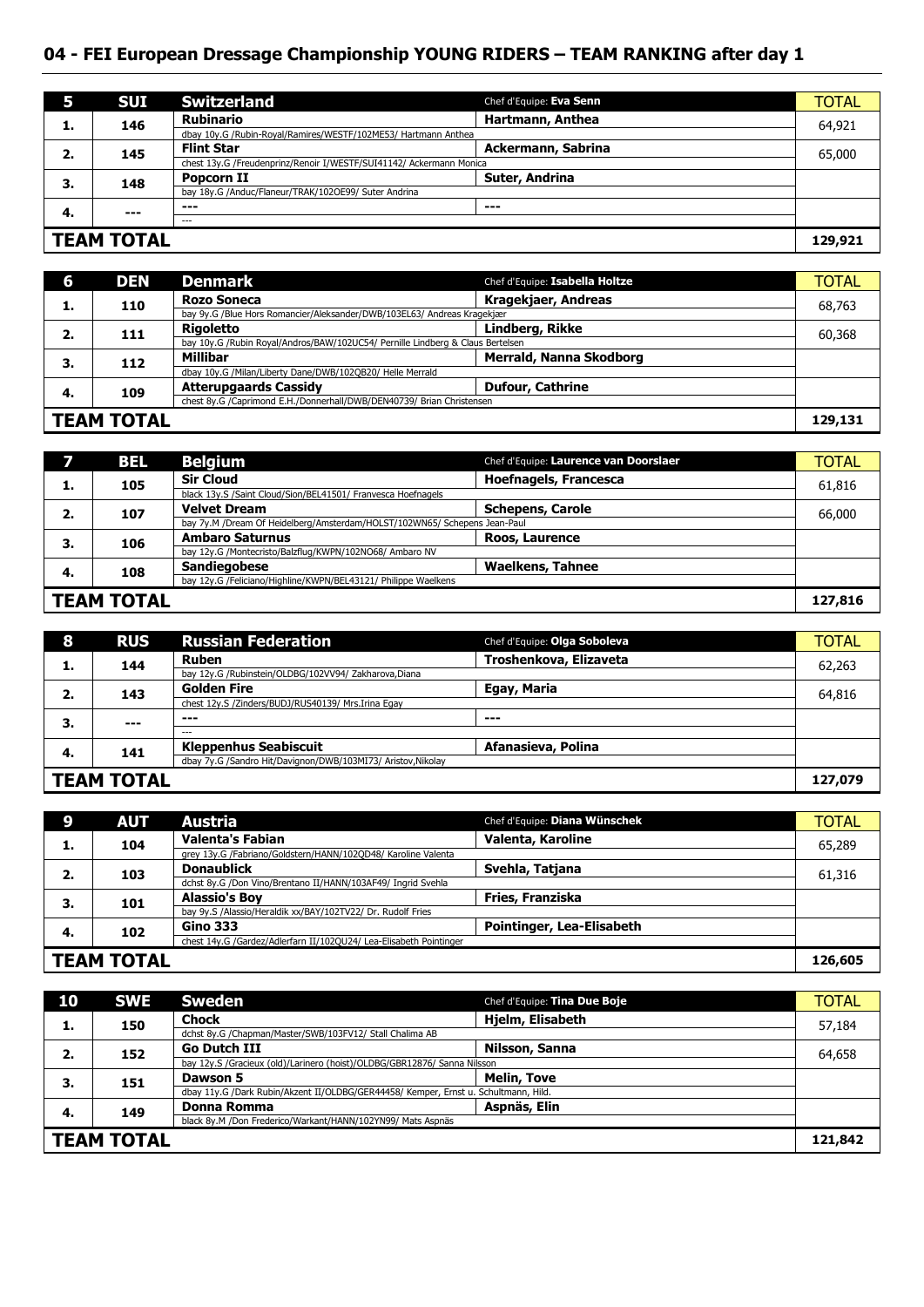## 04 - FEI European Dressage Championship YOUNG RIDERS – TEAM RANKING after day 1

| 5 | SUI | Switzerland | Chef d'Equipe: **Eva Senn** | TOTAL |
|---|---|---|---|---|
| 1. | 146 | **Rubinario**<br>dbay 10y.G /Rubin-Royal/Ramires/WESTF/102ME53/ Hartmann Anthea | **Hartmann, Anthea** | 64,921 |
| 2. | 145 | **Flint Star**<br>chest 13y.G /Freudenprinz/Renoir I/WESTF/SUI41142/ Ackermann Monica | **Ackermann, Sabrina** | 65,000 |
| 3. | 148 | **Popcorn II**<br>bay 18y.G /Anduc/Flaneur/TRAK/102OE99/ Suter Andrina | **Suter, Andrina** | |
| 4. | --- | ---<br>--- | --- | |
| **TEAM TOTAL** | | | | **129,921** |

| 6 | DEN | Denmark | Chef d'Equipe: **Isabella Holtze** | TOTAL |
|---|---|---|---|---|
| 1. | 110 | **Rozo Soneca**<br>bay 9y.G /Blue Hors Romancier/Aleksander/DWB/103EL63/ Andreas Kragekjær | **Kragekjaer, Andreas** | 68,763 |
| 2. | 111 | **Rigoletto**<br>bay 10y.G /Rubin Royal/Andros/BAW/102UC54/ Pernille Lindberg & Claus Bertelsen | **Lindberg, Rikke** | 60,368 |
| 3. | 112 | **Millibar**<br>dbay 10y.G /Milan/Liberty Dane/DWB/102QB20/ Helle Merrald | **Merrald, Nanna Skodborg** | |
| 4. | 109 | **Atterupgaards Cassidy**<br>chest 8y.G /Caprimond E.H./Donnerhall/DWB/DEN40739/ Brian Christensen | **Dufour, Cathrine** | |
| **TEAM TOTAL** | | | | **129,131** |

| 7 | BEL | Belgium | Chef d'Equipe: **Laurence van Doorslaer** | TOTAL |
|---|---|---|---|---|
| 1. | 105 | **Sir Cloud**<br>black 13y.S /Saint Cloud/Sion/BEL41501/ Franvesca Hoefnagels | **Hoefnagels, Francesca** | 61,816 |
| 2. | 107 | **Velvet Dream**<br>bay 7y.M /Dream Of Heidelberg/Amsterdam/HOLST/102WN65/ Schepens Jean-Paul | **Schepens, Carole** | 66,000 |
| 3. | 106 | **Ambaro Saturnus**<br>bay 12y.G /Montecristo/Balzflug/KWPN/102NO68/ Ambaro NV | **Roos, Laurence** | |
| 4. | 108 | **Sandiegobese**<br>bay 12y.G /Feliciano/Highline/KWPN/BEL43121/ Philippe Waelkens | **Waelkens, Tahnee** | |
| **TEAM TOTAL** | | | | **127,816** |

| 8 | RUS | Russian Federation | Chef d'Equipe: **Olga Soboleva** | TOTAL |
|---|---|---|---|---|
| 1. | 144 | **Ruben**<br>bay 12y.G /Rubinstein/OLDBG/102VV94/ Zakharova,Diana | **Troshenkova, Elizaveta** | 62,263 |
| 2. | 143 | **Golden Fire**<br>chest 12y.S /Zinders/BUDJ/RUS40139/ Mrs.Irina Egay | **Egay, Maria** | 64,816 |
| 3. | --- | ---<br>--- | --- | |
| 4. | 141 | **Kleppenhus Seabiscuit**<br>dbay 7y.G /Sandro Hit/Davignon/DWB/103MI73/ Aristov,Nikolay | **Afanasieva, Polina** | |
| **TEAM TOTAL** | | | | **127,079** |

| 9 | AUT | Austria | Chef d'Equipe: **Diana Wünschek** | TOTAL |
|---|---|---|---|---|
| 1. | 104 | **Valenta's Fabian**<br>grey 13y.G /Fabriano/Goldstern/HANN/102QD48/ Karoline Valenta | **Valenta, Karoline** | 65,289 |
| 2. | 103 | **Donaublick**<br>dchst 8y.G /Don Vino/Brentano II/HANN/103AF49/ Ingrid Svehla | **Svehla, Tatjana** | 61,316 |
| 3. | 101 | **Alassio's Boy**<br>bay 9y.S /Alassio/Heraldik xx/BAY/102TV22/ Dr. Rudolf Fries | **Fries, Franziska** | |
| 4. | 102 | **Gino 333**<br>chest 14y.G /Gardez/Adlerfarn II/102QU24/ Lea-Elisabeth Pointinger | **Pointinger, Lea-Elisabeth** | |
| **TEAM TOTAL** | | | | **126,605** |

| 10 | SWE | Sweden | Chef d'Equipe: **Tina Due Boje** | TOTAL |
|---|---|---|---|---|
| 1. | 150 | **Chock**<br>dchst 8y.G /Chapman/Master/SWB/103FV12/ Stall Chalima AB | **Hjelm, Elisabeth** | 57,184 |
| 2. | 152 | **Go Dutch III**<br>bay 12y.S /Gracieux (old)/Larinero (hoist)/OLDBG/GBR12876/ Sanna Nilsson | **Nilsson, Sanna** | 64,658 |
| 3. | 151 | **Dawson 5**<br>dbay 11y.G /Dark Rubin/Akzent II/OLDBG/GER44458/ Kemper, Ernst u. Schultmann, Hild. | **Melin, Tove** | |
| 4. | 149 | **Donna Romma**<br>black 8y.M /Don Frederico/Warkant/HANN/102YN99/ Mats Aspnäs | **Aspnäs, Elin** | |
| **TEAM TOTAL** | | | | **121,842** |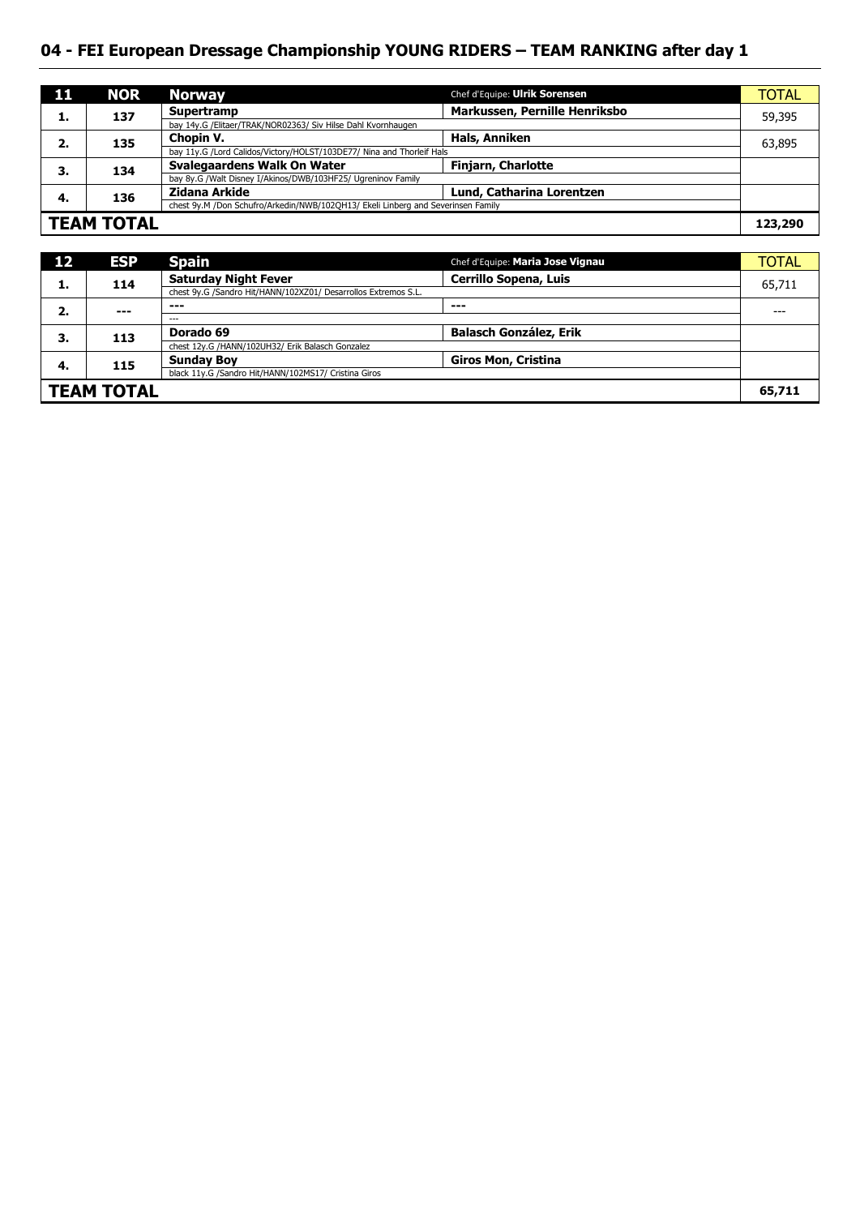## 04 - FEI European Dressage Championship YOUNG RIDERS – TEAM RANKING after day 1

| 11 | NOR | Norway | Chef d'Equipe: **Ulrik Sorensen** | TOTAL |
|---|---|---|---|---|
| 1. | 137 | **Supertramp**<br>bay 14y.G /Elitaer/TRAK/NOR02363/ Siv Hilse Dahl Kvornhaugen | **Markussen, Pernille Henriksbo** | 59,395 |
| 2. | 135 | **Chopin V.**<br>bay 11y.G /Lord Calidos/Victory/HOLST/103DE77/ Nina and Thorleif Hals | **Hals, Anniken** | 63,895 |
| 3. | 134 | **Svalegaardens Walk On Water**<br>bay 8y.G /Walt Disney I/Akinos/DWB/103HF25/ Ugreninov Family | **Finjarn, Charlotte** | |
| 4. | 136 | **Zidana Arkide**<br>chest 9y.M /Don Schufro/Arkedin/NWB/102QH13/ Ekeli Linberg and Severinsen Family | **Lund, Catharina Lorentzen** | |
| **TEAM TOTAL** | | | | **123,290** |

| 12 | ESP | Spain | Chef d'Equipe: **Maria Jose Vignau** | TOTAL |
|---|---|---|---|---|
| 1. | 114 | **Saturday Night Fever**<br>chest 9y.G /Sandro Hit/HANN/102XZ01/ Desarrollos Extremos S.L. | **Cerrillo Sopena, Luis** | 65,711 |
| 2. | --- | ---<br>--- | --- | --- |
| 3. | 113 | **Dorado 69**<br>chest 12y.G /HANN/102UH32/ Erik Balasch Gonzalez | **Balasch González, Erik** | |
| 4. | 115 | **Sunday Boy**<br>black 11y.G /Sandro Hit/HANN/102MS17/ Cristina Giros | **Giros Mon, Cristina** | |
| **TEAM TOTAL** | | | | **65,711** |